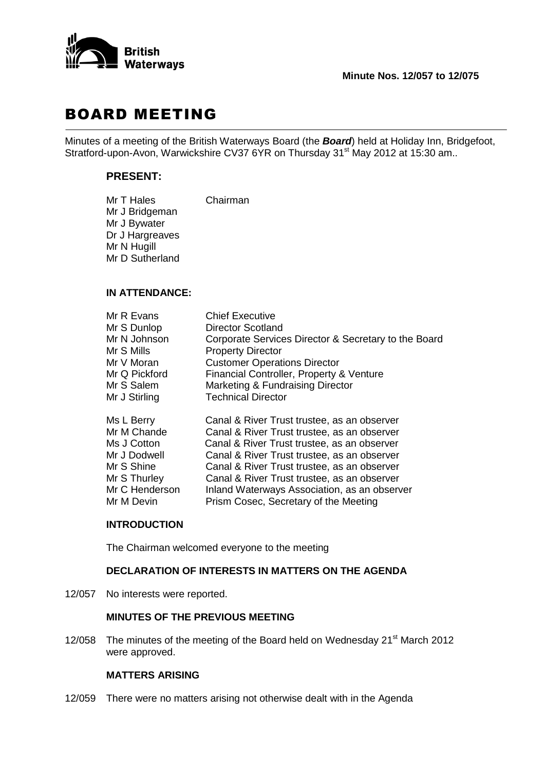British Waterways

**Minute Nos. 12/057 to 12/075**

# BOARD MEETING

Minutes of a meeting of the British Waterways Board (the ***Board***) held at Holiday Inn, Bridgefoot, Stratford-upon-Avon, Warwickshire CV37 6YR on Thursday 31st May 2012 at 15:30 am..

## PRESENT:

| | |
|---|---|
| Mr T Hales | Chairman |
| Mr J Bridgeman | |
| Mr J Bywater | |
| Dr J Hargreaves | |
| Mr N Hugill | |
| Mr D Sutherland | |

## IN ATTENDANCE:

| | |
|---|---|
| Mr R Evans | Chief Executive |
| Mr S Dunlop | Director Scotland |
| Mr N Johnson | Corporate Services Director & Secretary to the Board |
| Mr S Mills | Property Director |
| Mr V Moran | Customer Operations Director |
| Mr Q Pickford | Financial Controller, Property & Venture |
| Mr S Salem | Marketing & Fundraising Director |
| Mr J Stirling | Technical Director |
| Ms L Berry | Canal & River Trust trustee, as an observer |
| Mr M Chande | Canal & River Trust trustee, as an observer |
| Ms J Cotton | Canal & River Trust trustee, as an observer |
| Mr J Dodwell | Canal & River Trust trustee, as an observer |
| Mr S Shine | Canal & River Trust trustee, as an observer |
| Mr S Thurley | Canal & River Trust trustee, as an observer |
| Mr C Henderson | Inland Waterways Association, as an observer |
| Mr M Devin | Prism Cosec, Secretary of the Meeting |

**INTRODUCTION**

The Chairman welcomed everyone to the meeting

**DECLARATION OF INTERESTS IN MATTERS ON THE AGENDA**

12/057 No interests were reported.

**MINUTES OF THE PREVIOUS MEETING**

12/058 The minutes of the meeting of the Board held on Wednesday 21st March 2012 were approved.

**MATTERS ARISING**

12/059 There were no matters arising not otherwise dealt with in the Agenda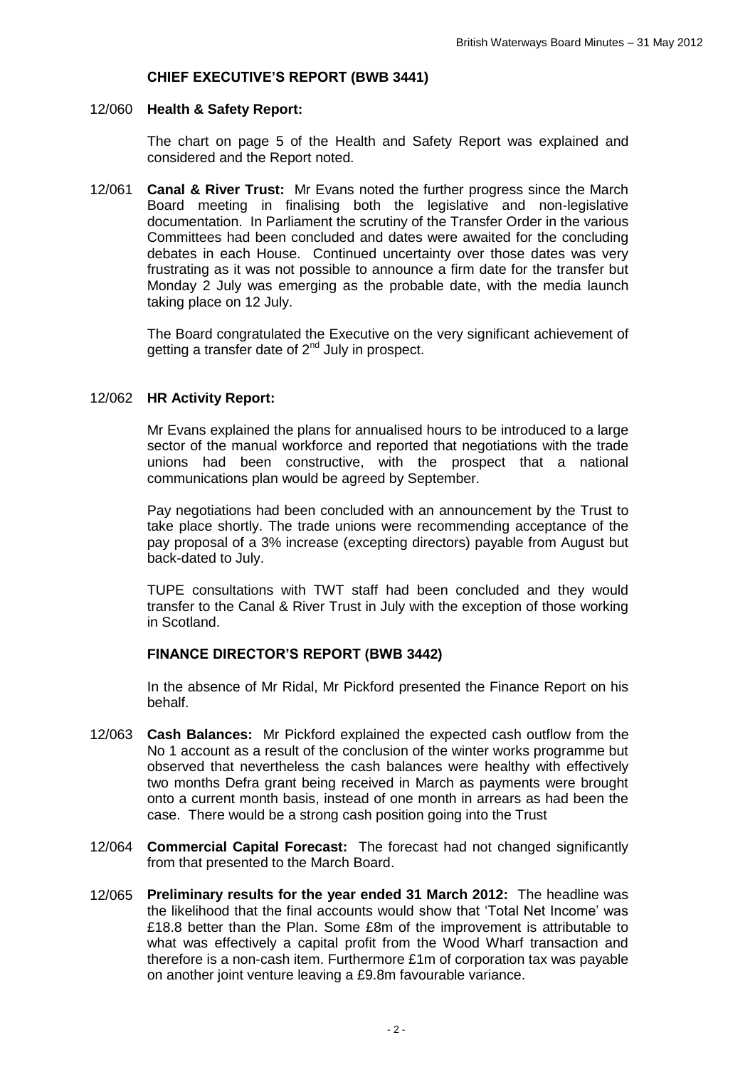## CHIEF EXECUTIVE'S REPORT (BWB 3441)

12/060 **Health & Safety Report:**

The chart on page 5 of the Health and Safety Report was explained and considered and the Report noted.

12/061 **Canal & River Trust:** Mr Evans noted the further progress since the March Board meeting in finalising both the legislative and non-legislative documentation. In Parliament the scrutiny of the Transfer Order in the various Committees had been concluded and dates were awaited for the concluding debates in each House. Continued uncertainty over those dates was very frustrating as it was not possible to announce a firm date for the transfer but Monday 2 July was emerging as the probable date, with the media launch taking place on 12 July.

The Board congratulated the Executive on the very significant achievement of getting a transfer date of 2nd July in prospect.

12/062 **HR Activity Report:**

Mr Evans explained the plans for annualised hours to be introduced to a large sector of the manual workforce and reported that negotiations with the trade unions had been constructive, with the prospect that a national communications plan would be agreed by September.

Pay negotiations had been concluded with an announcement by the Trust to take place shortly. The trade unions were recommending acceptance of the pay proposal of a 3% increase (excepting directors) payable from August but back-dated to July.

TUPE consultations with TWT staff had been concluded and they would transfer to the Canal & River Trust in July with the exception of those working in Scotland.

## FINANCE DIRECTOR'S REPORT (BWB 3442)

In the absence of Mr Ridal, Mr Pickford presented the Finance Report on his behalf.

12/063 **Cash Balances:** Mr Pickford explained the expected cash outflow from the No 1 account as a result of the conclusion of the winter works programme but observed that nevertheless the cash balances were healthy with effectively two months Defra grant being received in March as payments were brought onto a current month basis, instead of one month in arrears as had been the case. There would be a strong cash position going into the Trust

12/064 **Commercial Capital Forecast:** The forecast had not changed significantly from that presented to the March Board.

12/065 **Preliminary results for the year ended 31 March 2012:** The headline was the likelihood that the final accounts would show that 'Total Net Income' was £18.8 better than the Plan. Some £8m of the improvement is attributable to what was effectively a capital profit from the Wood Wharf transaction and therefore is a non-cash item. Furthermore £1m of corporation tax was payable on another joint venture leaving a £9.8m favourable variance.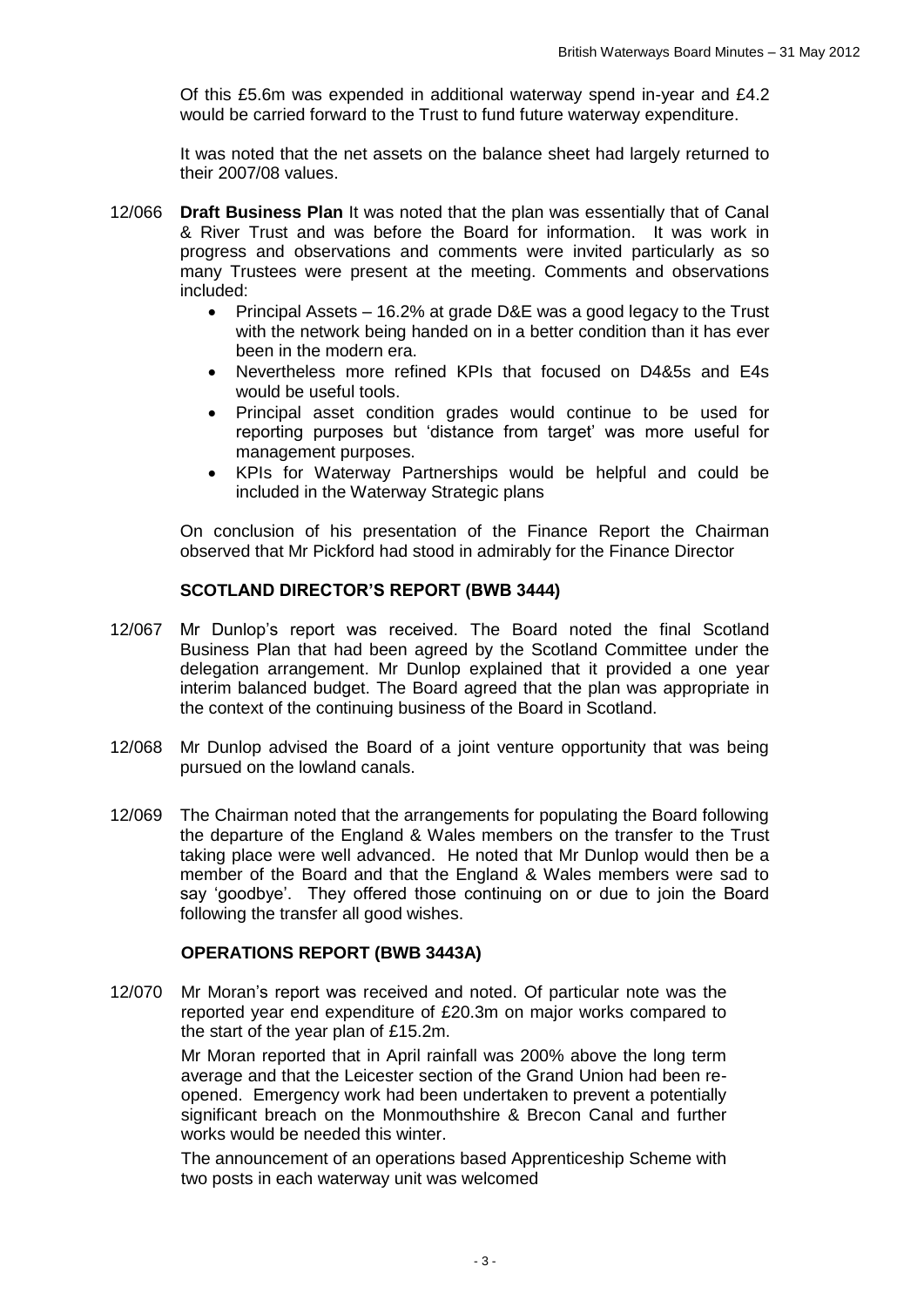Of this £5.6m was expended in additional waterway spend in-year and £4.2 would be carried forward to the Trust to fund future waterway expenditure.

It was noted that the net assets on the balance sheet had largely returned to their 2007/08 values.

12/066 **Draft Business Plan** It was noted that the plan was essentially that of Canal & River Trust and was before the Board for information. It was work in progress and observations and comments were invited particularly as so many Trustees were present at the meeting. Comments and observations included:

- Principal Assets – 16.2% at grade D&E was a good legacy to the Trust with the network being handed on in a better condition than it has ever been in the modern era.
- Nevertheless more refined KPIs that focused on D4&5s and E4s would be useful tools.
- Principal asset condition grades would continue to be used for reporting purposes but 'distance from target' was more useful for management purposes.
- KPIs for Waterway Partnerships would be helpful and could be included in the Waterway Strategic plans

On conclusion of his presentation of the Finance Report the Chairman observed that Mr Pickford had stood in admirably for the Finance Director

## SCOTLAND DIRECTOR'S REPORT (BWB 3444)

12/067 Mr Dunlop's report was received. The Board noted the final Scotland Business Plan that had been agreed by the Scotland Committee under the delegation arrangement. Mr Dunlop explained that it provided a one year interim balanced budget. The Board agreed that the plan was appropriate in the context of the continuing business of the Board in Scotland.

12/068 Mr Dunlop advised the Board of a joint venture opportunity that was being pursued on the lowland canals.

12/069 The Chairman noted that the arrangements for populating the Board following the departure of the England & Wales members on the transfer to the Trust taking place were well advanced. He noted that Mr Dunlop would then be a member of the Board and that the England & Wales members were sad to say 'goodbye'. They offered those continuing on or due to join the Board following the transfer all good wishes.

## OPERATIONS REPORT (BWB 3443A)

12/070 Mr Moran's report was received and noted. Of particular note was the reported year end expenditure of £20.3m on major works compared to the start of the year plan of £15.2m.

Mr Moran reported that in April rainfall was 200% above the long term average and that the Leicester section of the Grand Union had been re-opened. Emergency work had been undertaken to prevent a potentially significant breach on the Monmouthshire & Brecon Canal and further works would be needed this winter.

The announcement of an operations based Apprenticeship Scheme with two posts in each waterway unit was welcomed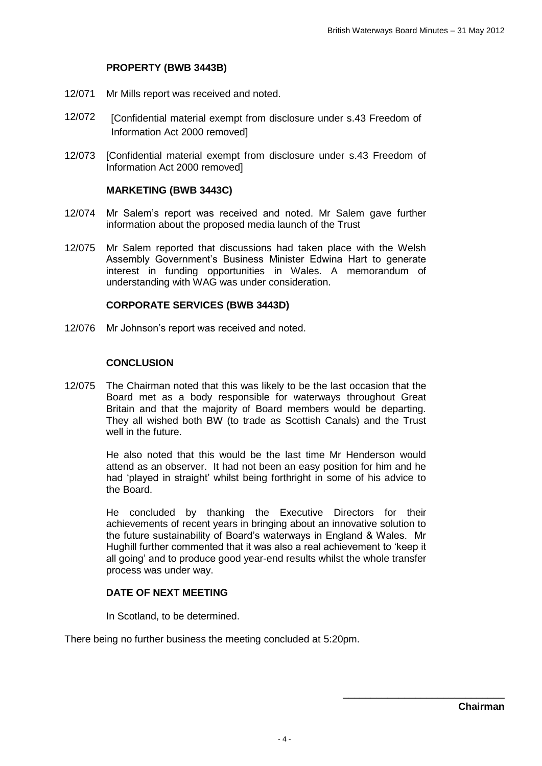### PROPERTY (BWB 3443B)

12/071 Mr Mills report was received and noted.

12/072 [Confidential material exempt from disclosure under s.43 Freedom of Information Act 2000 removed]

12/073 [Confidential material exempt from disclosure under s.43 Freedom of Information Act 2000 removed]

### MARKETING (BWB 3443C)

12/074 Mr Salem's report was received and noted. Mr Salem gave further information about the proposed media launch of the Trust

12/075 Mr Salem reported that discussions had taken place with the Welsh Assembly Government's Business Minister Edwina Hart to generate interest in funding opportunities in Wales. A memorandum of understanding with WAG was under consideration.

### CORPORATE SERVICES (BWB 3443D)

12/076 Mr Johnson's report was received and noted.

### CONCLUSION

12/075 The Chairman noted that this was likely to be the last occasion that the Board met as a body responsible for waterways throughout Great Britain and that the majority of Board members would be departing. They all wished both BW (to trade as Scottish Canals) and the Trust well in the future.

He also noted that this would be the last time Mr Henderson would attend as an observer. It had not been an easy position for him and he had 'played in straight' whilst being forthright in some of his advice to the Board.

He concluded by thanking the Executive Directors for their achievements of recent years in bringing about an innovative solution to the future sustainability of Board's waterways in England & Wales. Mr Hughill further commented that it was also a real achievement to 'keep it all going' and to produce good year-end results whilst the whole transfer process was under way.

### DATE OF NEXT MEETING

In Scotland, to be determined.

There being no further business the meeting concluded at 5:20pm.

\_\_\_\_\_\_\_\_\_\_\_\_\_\_\_\_\_\_\_\_\_\_\_\_\_\_\_\_\_\_

**Chairman**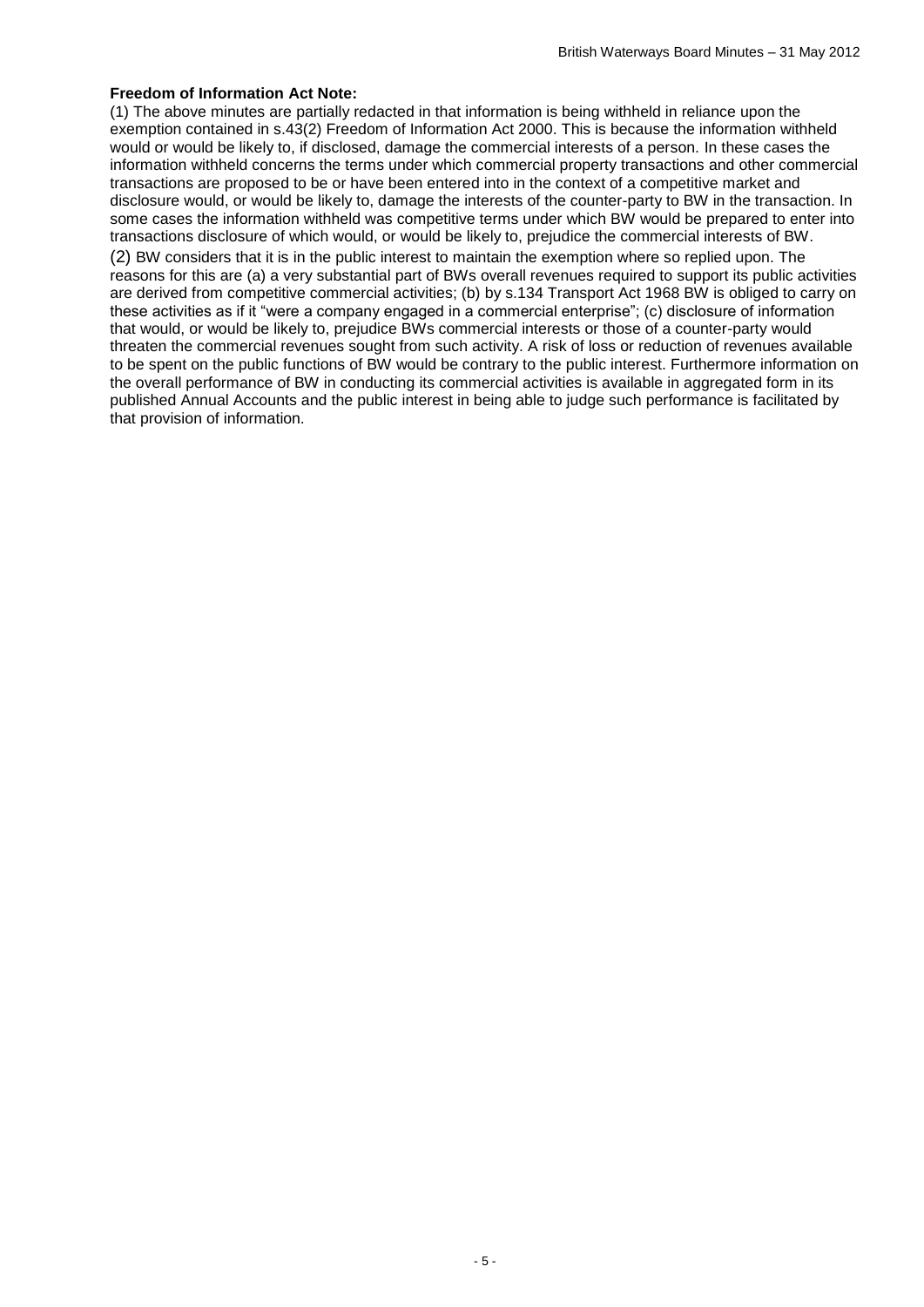**Freedom of Information Act Note:**

(1) The above minutes are partially redacted in that information is being withheld in reliance upon the exemption contained in s.43(2) Freedom of Information Act 2000. This is because the information withheld would or would be likely to, if disclosed, damage the commercial interests of a person. In these cases the information withheld concerns the terms under which commercial property transactions and other commercial transactions are proposed to be or have been entered into in the context of a competitive market and disclosure would, or would be likely to, damage the interests of the counter-party to BW in the transaction. In some cases the information withheld was competitive terms under which BW would be prepared to enter into transactions disclosure of which would, or would be likely to, prejudice the commercial interests of BW.

(2) BW considers that it is in the public interest to maintain the exemption where so replied upon. The reasons for this are (a) a very substantial part of BWs overall revenues required to support its public activities are derived from competitive commercial activities; (b) by s.134 Transport Act 1968 BW is obliged to carry on these activities as if it "were a company engaged in a commercial enterprise"; (c) disclosure of information that would, or would be likely to, prejudice BWs commercial interests or those of a counter-party would threaten the commercial revenues sought from such activity. A risk of loss or reduction of revenues available to be spent on the public functions of BW would be contrary to the public interest. Furthermore information on the overall performance of BW in conducting its commercial activities is available in aggregated form in its published Annual Accounts and the public interest in being able to judge such performance is facilitated by that provision of information.